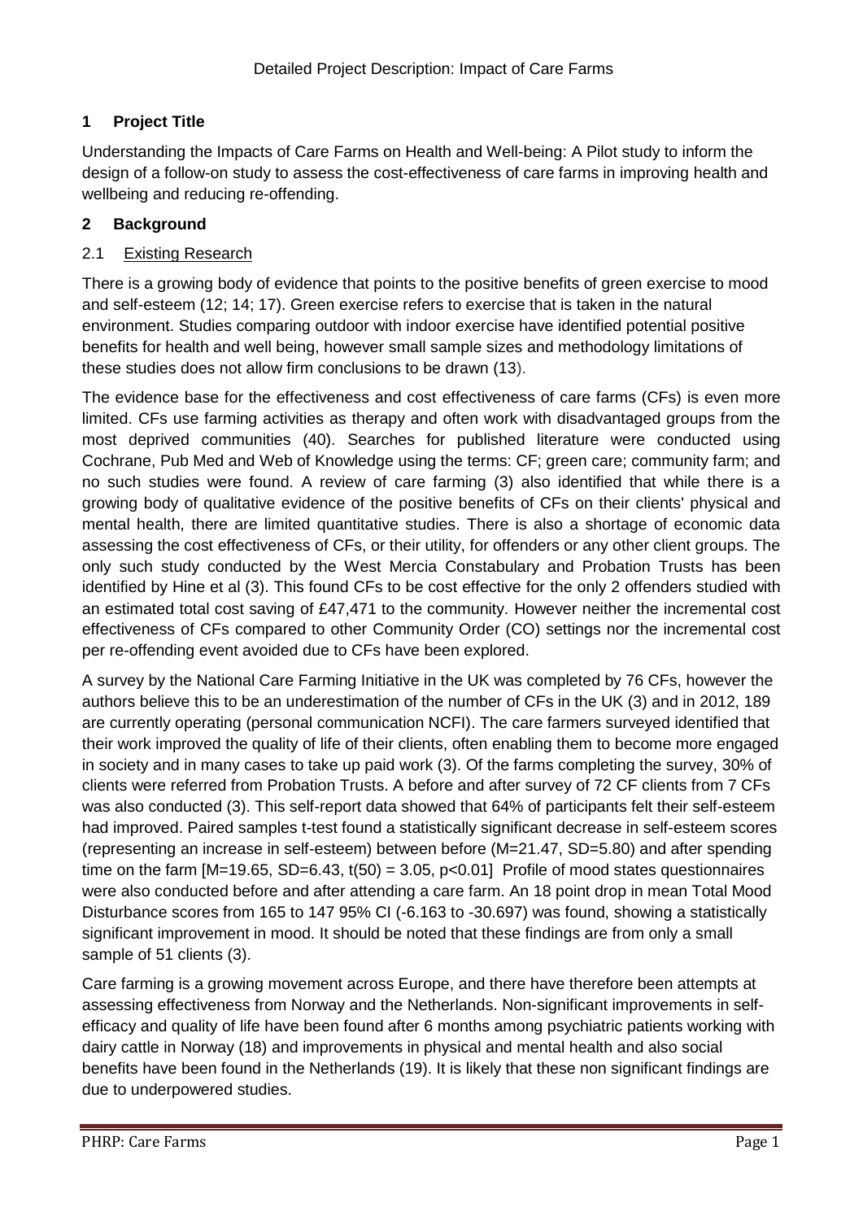Detailed Project Description: Impact of Care Farms

## 1 Project Title

Understanding the Impacts of Care Farms on Health and Well-being: A Pilot study to inform the design of a follow-on study to assess the cost-effectiveness of care farms in improving health and wellbeing and reducing re-offending.

## 2 Background

### 2.1 Existing Research

There is a growing body of evidence that points to the positive benefits of green exercise to mood and self-esteem (12; 14; 17). Green exercise refers to exercise that is taken in the natural environment. Studies comparing outdoor with indoor exercise have identified potential positive benefits for health and well being, however small sample sizes and methodology limitations of these studies does not allow firm conclusions to be drawn (13).

The evidence base for the effectiveness and cost effectiveness of care farms (CFs) is even more limited. CFs use farming activities as therapy and often work with disadvantaged groups from the most deprived communities (40). Searches for published literature were conducted using Cochrane, Pub Med and Web of Knowledge using the terms: CF; green care; community farm; and no such studies were found. A review of care farming (3) also identified that while there is a growing body of qualitative evidence of the positive benefits of CFs on their clients' physical and mental health, there are limited quantitative studies. There is also a shortage of economic data assessing the cost effectiveness of CFs, or their utility, for offenders or any other client groups. The only such study conducted by the West Mercia Constabulary and Probation Trusts has been identified by Hine et al (3). This found CFs to be cost effective for the only 2 offenders studied with an estimated total cost saving of £47,471 to the community. However neither the incremental cost effectiveness of CFs compared to other Community Order (CO) settings nor the incremental cost per re-offending event avoided due to CFs have been explored.

A survey by the National Care Farming Initiative in the UK was completed by 76 CFs, however the authors believe this to be an underestimation of the number of CFs in the UK (3) and in 2012, 189 are currently operating (personal communication NCFI). The care farmers surveyed identified that their work improved the quality of life of their clients, often enabling them to become more engaged in society and in many cases to take up paid work (3). Of the farms completing the survey, 30% of clients were referred from Probation Trusts. A before and after survey of 72 CF clients from 7 CFs was also conducted (3). This self-report data showed that 64% of participants felt their self-esteem had improved. Paired samples t-test found a statistically significant decrease in self-esteem scores (representing an increase in self-esteem) between before ($M=21.47$, $SD=5.80$) and after spending time on the farm [$M=19.65$, $SD=6.43$, $t(50) = 3.05$, $p<0.01$] Profile of mood states questionnaires were also conducted before and after attending a care farm. An 18 point drop in mean Total Mood Disturbance scores from 165 to 147 95% CI (-6.163 to -30.697) was found, showing a statistically significant improvement in mood. It should be noted that these findings are from only a small sample of 51 clients (3).

Care farming is a growing movement across Europe, and there have therefore been attempts at assessing effectiveness from Norway and the Netherlands. Non-significant improvements in self-efficacy and quality of life have been found after 6 months among psychiatric patients working with dairy cattle in Norway (18) and improvements in physical and mental health and also social benefits have been found in the Netherlands (19). It is likely that these non significant findings are due to underpowered studies.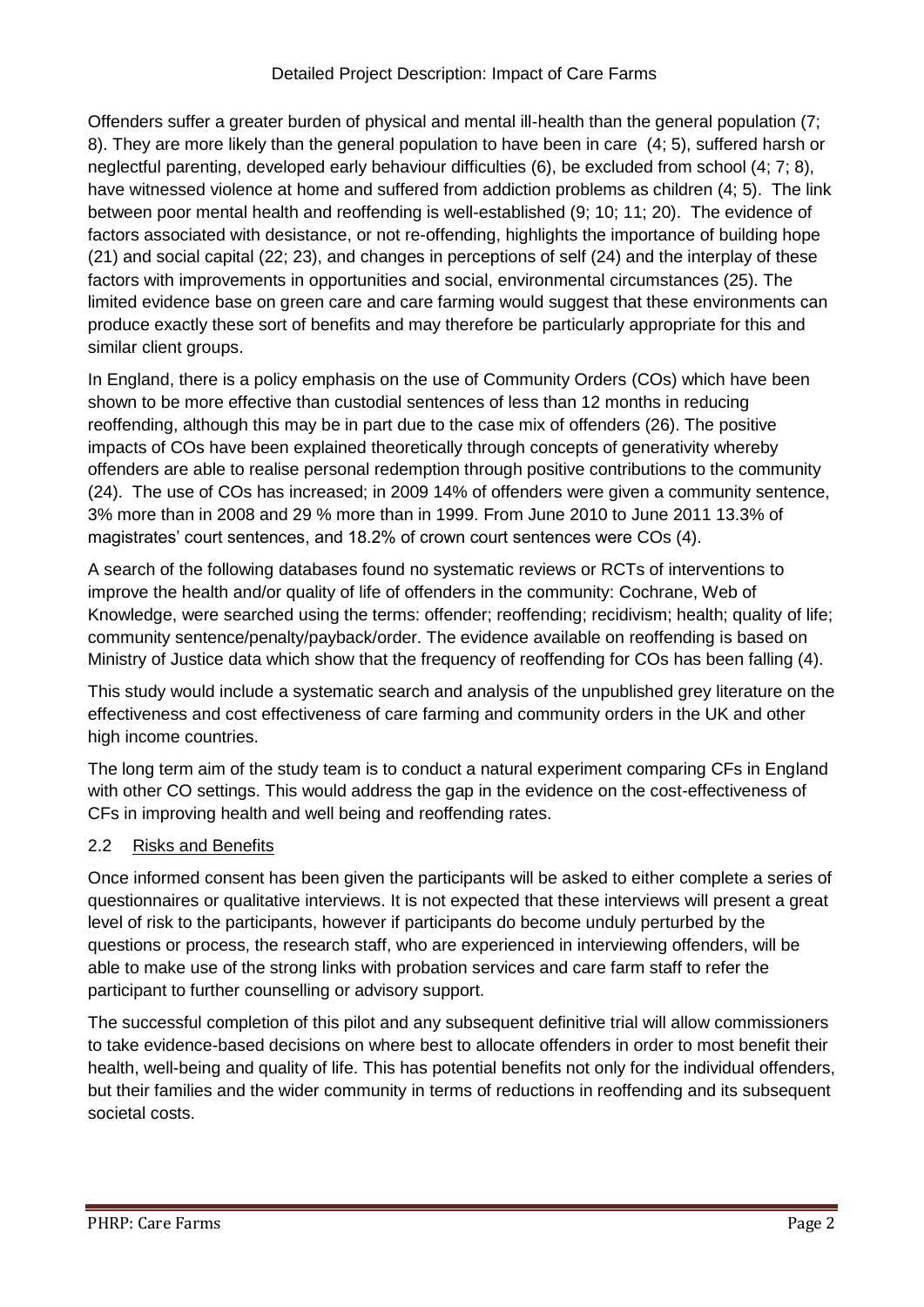Offenders suffer a greater burden of physical and mental ill-health than the general population (7; 8). They are more likely than the general population to have been in care (4; 5), suffered harsh or neglectful parenting, developed early behaviour difficulties (6), be excluded from school (4; 7; 8), have witnessed violence at home and suffered from addiction problems as children (4; 5). The link between poor mental health and reoffending is well-established (9; 10; 11; 20). The evidence of factors associated with desistance, or not re-offending, highlights the importance of building hope (21) and social capital (22; 23), and changes in perceptions of self (24) and the interplay of these factors with improvements in opportunities and social, environmental circumstances (25). The limited evidence base on green care and care farming would suggest that these environments can produce exactly these sort of benefits and may therefore be particularly appropriate for this and similar client groups.

In England, there is a policy emphasis on the use of Community Orders (COs) which have been shown to be more effective than custodial sentences of less than 12 months in reducing reoffending, although this may be in part due to the case mix of offenders (26). The positive impacts of COs have been explained theoretically through concepts of generativity whereby offenders are able to realise personal redemption through positive contributions to the community (24). The use of COs has increased; in 2009 14% of offenders were given a community sentence, 3% more than in 2008 and 29 % more than in 1999. From June 2010 to June 2011 13.3% of magistrates' court sentences, and 18.2% of crown court sentences were COs (4).

A search of the following databases found no systematic reviews or RCTs of interventions to improve the health and/or quality of life of offenders in the community: Cochrane, Web of Knowledge, were searched using the terms: offender; reoffending; recidivism; health; quality of life; community sentence/penalty/payback/order. The evidence available on reoffending is based on Ministry of Justice data which show that the frequency of reoffending for COs has been falling (4).

This study would include a systematic search and analysis of the unpublished grey literature on the effectiveness and cost effectiveness of care farming and community orders in the UK and other high income countries.

The long term aim of the study team is to conduct a natural experiment comparing CFs in England with other CO settings. This would address the gap in the evidence on the cost-effectiveness of CFs in improving health and well being and reoffending rates.

## 2.2 Risks and Benefits

Once informed consent has been given the participants will be asked to either complete a series of questionnaires or qualitative interviews. It is not expected that these interviews will present a great level of risk to the participants, however if participants do become unduly perturbed by the questions or process, the research staff, who are experienced in interviewing offenders, will be able to make use of the strong links with probation services and care farm staff to refer the participant to further counselling or advisory support.

The successful completion of this pilot and any subsequent definitive trial will allow commissioners to take evidence-based decisions on where best to allocate offenders in order to most benefit their health, well-being and quality of life. This has potential benefits not only for the individual offenders, but their families and the wider community in terms of reductions in reoffending and its subsequent societal costs.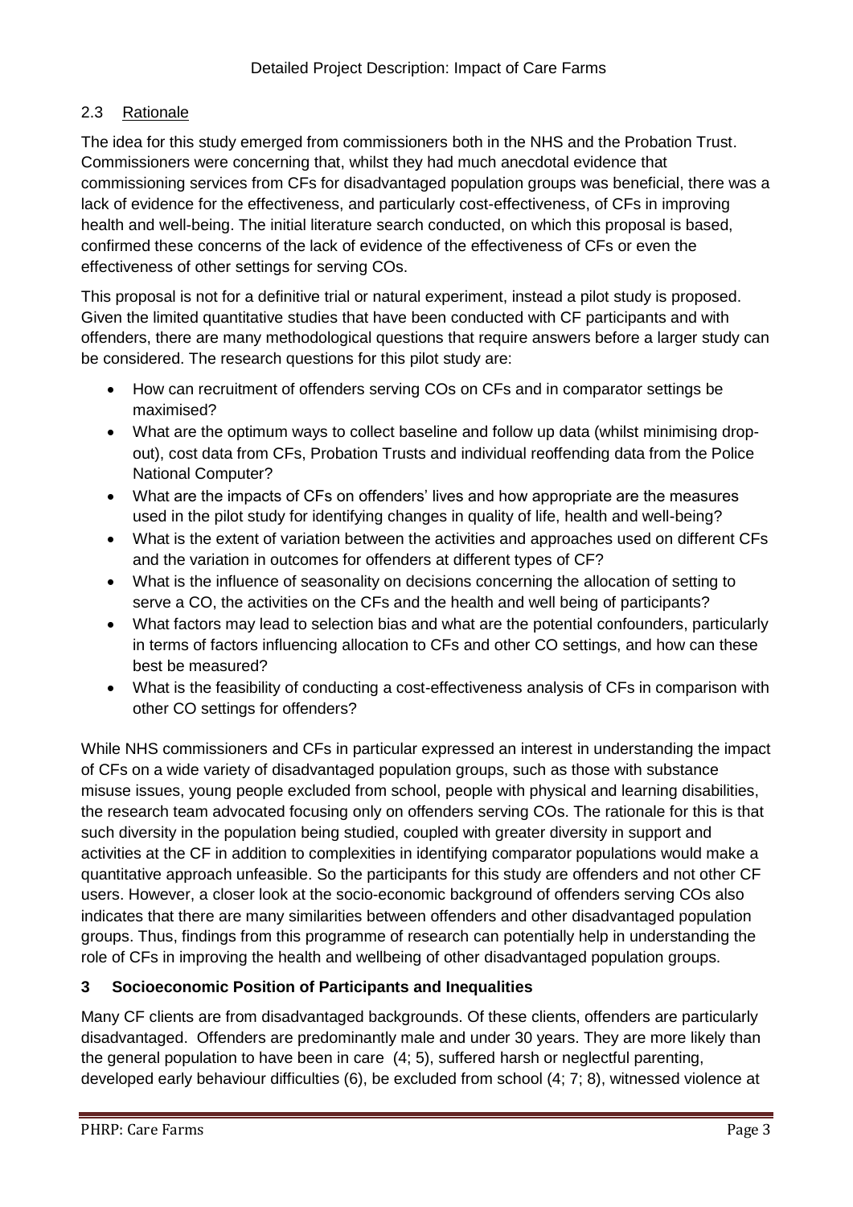## 2.3 Rationale

The idea for this study emerged from commissioners both in the NHS and the Probation Trust. Commissioners were concerning that, whilst they had much anecdotal evidence that commissioning services from CFs for disadvantaged population groups was beneficial, there was a lack of evidence for the effectiveness, and particularly cost-effectiveness, of CFs in improving health and well-being. The initial literature search conducted, on which this proposal is based, confirmed these concerns of the lack of evidence of the effectiveness of CFs or even the effectiveness of other settings for serving COs.

This proposal is not for a definitive trial or natural experiment, instead a pilot study is proposed. Given the limited quantitative studies that have been conducted with CF participants and with offenders, there are many methodological questions that require answers before a larger study can be considered. The research questions for this pilot study are:

- How can recruitment of offenders serving COs on CFs and in comparator settings be maximised?
- What are the optimum ways to collect baseline and follow up data (whilst minimising drop-out), cost data from CFs, Probation Trusts and individual reoffending data from the Police National Computer?
- What are the impacts of CFs on offenders' lives and how appropriate are the measures used in the pilot study for identifying changes in quality of life, health and well-being?
- What is the extent of variation between the activities and approaches used on different CFs and the variation in outcomes for offenders at different types of CF?
- What is the influence of seasonality on decisions concerning the allocation of setting to serve a CO, the activities on the CFs and the health and well being of participants?
- What factors may lead to selection bias and what are the potential confounders, particularly in terms of factors influencing allocation to CFs and other CO settings, and how can these best be measured?
- What is the feasibility of conducting a cost-effectiveness analysis of CFs in comparison with other CO settings for offenders?

While NHS commissioners and CFs in particular expressed an interest in understanding the impact of CFs on a wide variety of disadvantaged population groups, such as those with substance misuse issues, young people excluded from school, people with physical and learning disabilities, the research team advocated focusing only on offenders serving COs. The rationale for this is that such diversity in the population being studied, coupled with greater diversity in support and activities at the CF in addition to complexities in identifying comparator populations would make a quantitative approach unfeasible. So the participants for this study are offenders and not other CF users. However, a closer look at the socio-economic background of offenders serving COs also indicates that there are many similarities between offenders and other disadvantaged population groups. Thus, findings from this programme of research can potentially help in understanding the role of CFs in improving the health and wellbeing of other disadvantaged population groups.

# 3 Socioeconomic Position of Participants and Inequalities

Many CF clients are from disadvantaged backgrounds. Of these clients, offenders are particularly disadvantaged. Offenders are predominantly male and under 30 years. They are more likely than the general population to have been in care (4; 5), suffered harsh or neglectful parenting, developed early behaviour difficulties (6), be excluded from school (4; 7; 8), witnessed violence at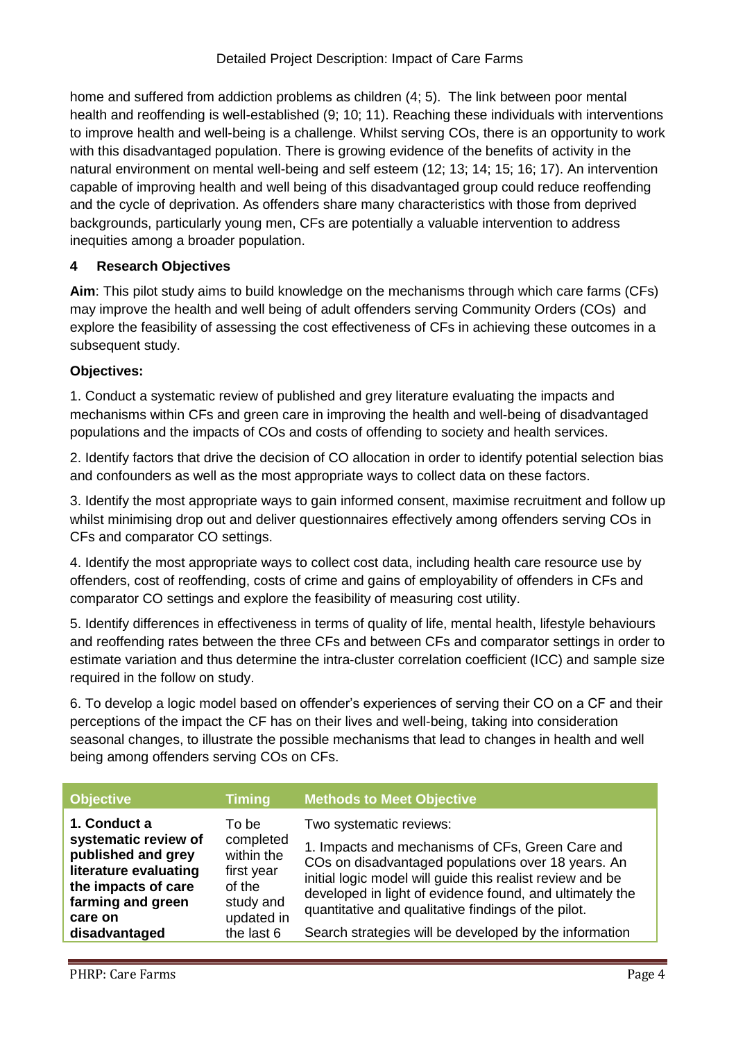home and suffered from addiction problems as children (4; 5). The link between poor mental health and reoffending is well-established (9; 10; 11). Reaching these individuals with interventions to improve health and well-being is a challenge. Whilst serving COs, there is an opportunity to work with this disadvantaged population. There is growing evidence of the benefits of activity in the natural environment on mental well-being and self esteem (12; 13; 14; 15; 16; 17). An intervention capable of improving health and well being of this disadvantaged group could reduce reoffending and the cycle of deprivation. As offenders share many characteristics with those from deprived backgrounds, particularly young men, CFs are potentially a valuable intervention to address inequities among a broader population.

## 4 Research Objectives

**Aim**: This pilot study aims to build knowledge on the mechanisms through which care farms (CFs) may improve the health and well being of adult offenders serving Community Orders (COs) and explore the feasibility of assessing the cost effectiveness of CFs in achieving these outcomes in a subsequent study.

**Objectives:**

1. Conduct a systematic review of published and grey literature evaluating the impacts and mechanisms within CFs and green care in improving the health and well-being of disadvantaged populations and the impacts of COs and costs of offending to society and health services.

2. Identify factors that drive the decision of CO allocation in order to identify potential selection bias and confounders as well as the most appropriate ways to collect data on these factors.

3. Identify the most appropriate ways to gain informed consent, maximise recruitment and follow up whilst minimising drop out and deliver questionnaires effectively among offenders serving COs in CFs and comparator CO settings.

4. Identify the most appropriate ways to collect cost data, including health care resource use by offenders, cost of reoffending, costs of crime and gains of employability of offenders in CFs and comparator CO settings and explore the feasibility of measuring cost utility.

5. Identify differences in effectiveness in terms of quality of life, mental health, lifestyle behaviours and reoffending rates between the three CFs and between CFs and comparator settings in order to estimate variation and thus determine the intra-cluster correlation coefficient (ICC) and sample size required in the follow on study.

6. To develop a logic model based on offender's experiences of serving their CO on a CF and their perceptions of the impact the CF has on their lives and well-being, taking into consideration seasonal changes, to illustrate the possible mechanisms that lead to changes in health and well being among offenders serving COs on CFs.

| Objective | Timing | Methods to Meet Objective |
|---|---|---|
| **1. Conduct a systematic review of published and grey literature evaluating the impacts of care farming and green care on disadvantaged** | To be completed within the first year of the study and updated in the last 6 | Two systematic reviews:<br><br>1. Impacts and mechanisms of CFs, Green Care and COs on disadvantaged populations over 18 years. An initial logic model will guide this realist review and be developed in light of evidence found, and ultimately the quantitative and qualitative findings of the pilot.<br><br>Search strategies will be developed by the information |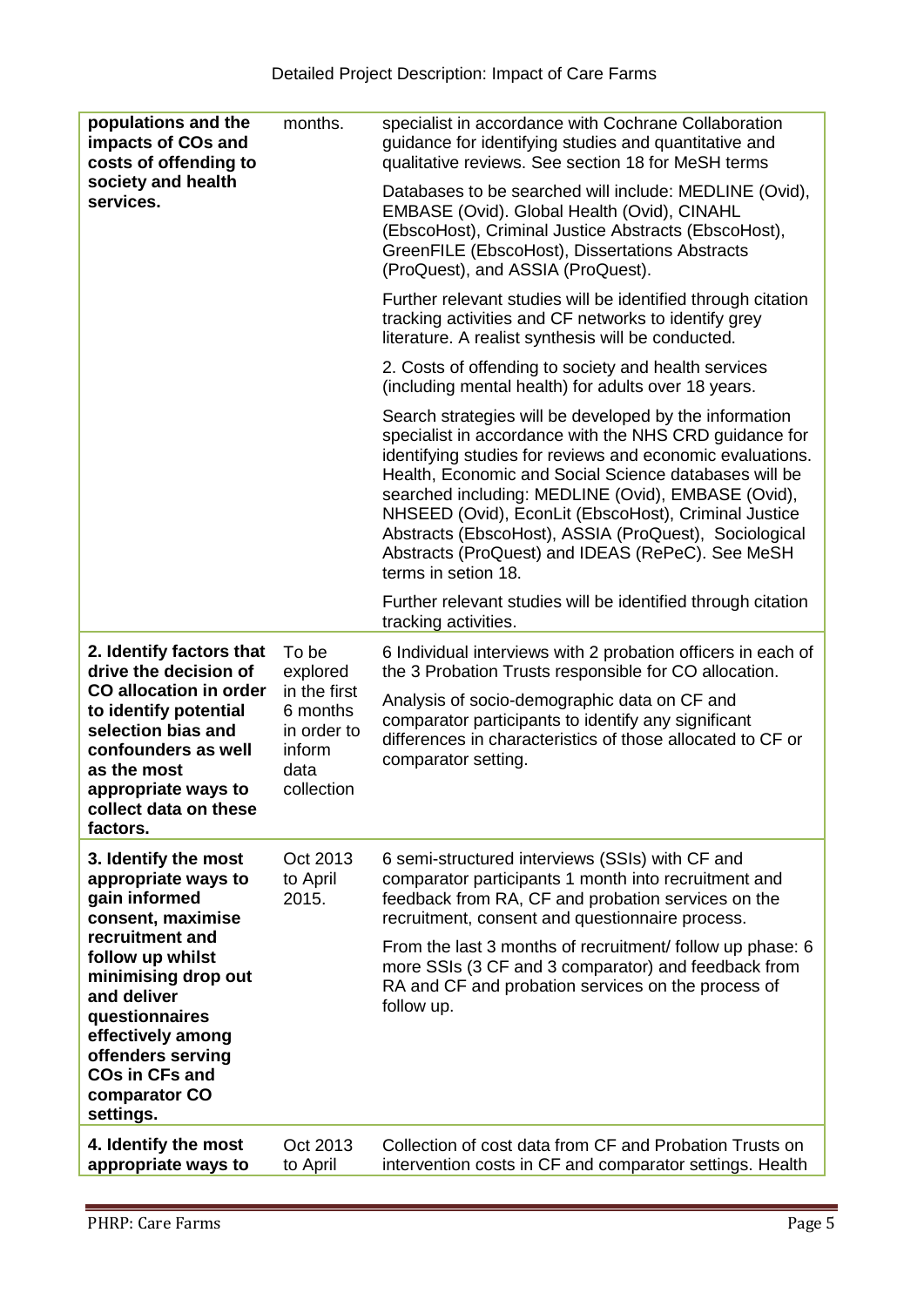| **populations and the impacts of COs and costs of offending to society and health services.** | months. | specialist in accordance with Cochrane Collaboration guidance for identifying studies and quantitative and qualitative reviews. See section 18 for MeSH terms<br><br>Databases to be searched will include: MEDLINE (Ovid), EMBASE (Ovid). Global Health (Ovid), CINAHL (EbscoHost), Criminal Justice Abstracts (EbscoHost), GreenFILE (EbscoHost), Dissertations Abstracts (ProQuest), and ASSIA (ProQuest).<br><br>Further relevant studies will be identified through citation tracking activities and CF networks to identify grey literature. A realist synthesis will be conducted.<br><br>2. Costs of offending to society and health services (including mental health) for adults over 18 years.<br><br>Search strategies will be developed by the information specialist in accordance with the NHS CRD guidance for identifying studies for reviews and economic evaluations. Health, Economic and Social Science databases will be searched including: MEDLINE (Ovid), EMBASE (Ovid), NHSEED (Ovid), EconLit (EbscoHost), Criminal Justice Abstracts (EbscoHost), ASSIA (ProQuest), Sociological Abstracts (ProQuest) and IDEAS (RePeC). See MeSH terms in setion 18.<br><br>Further relevant studies will be identified through citation tracking activities. |
|---|---|---|
| **2. Identify factors that drive the decision of CO allocation in order to identify potential selection bias and confounders as well as the most appropriate ways to collect data on these factors.** | To be explored in the first 6 months in order to inform data collection | 6 Individual interviews with 2 probation officers in each of the 3 Probation Trusts responsible for CO allocation.<br><br>Analysis of socio-demographic data on CF and comparator participants to identify any significant differences in characteristics of those allocated to CF or comparator setting. |
| **3. Identify the most appropriate ways to gain informed consent, maximise recruitment and follow up whilst minimising drop out and deliver questionnaires effectively among offenders serving COs in CFs and comparator CO settings.** | Oct 2013 to April 2015. | 6 semi-structured interviews (SSIs) with CF and comparator participants 1 month into recruitment and feedback from RA, CF and probation services on the recruitment, consent and questionnaire process.<br><br>From the last 3 months of recruitment/ follow up phase: 6 more SSIs (3 CF and 3 comparator) and feedback from RA and CF and probation services on the process of follow up. |
| **4. Identify the most appropriate ways to** | Oct 2013 to April | Collection of cost data from CF and Probation Trusts on intervention costs in CF and comparator settings. Health |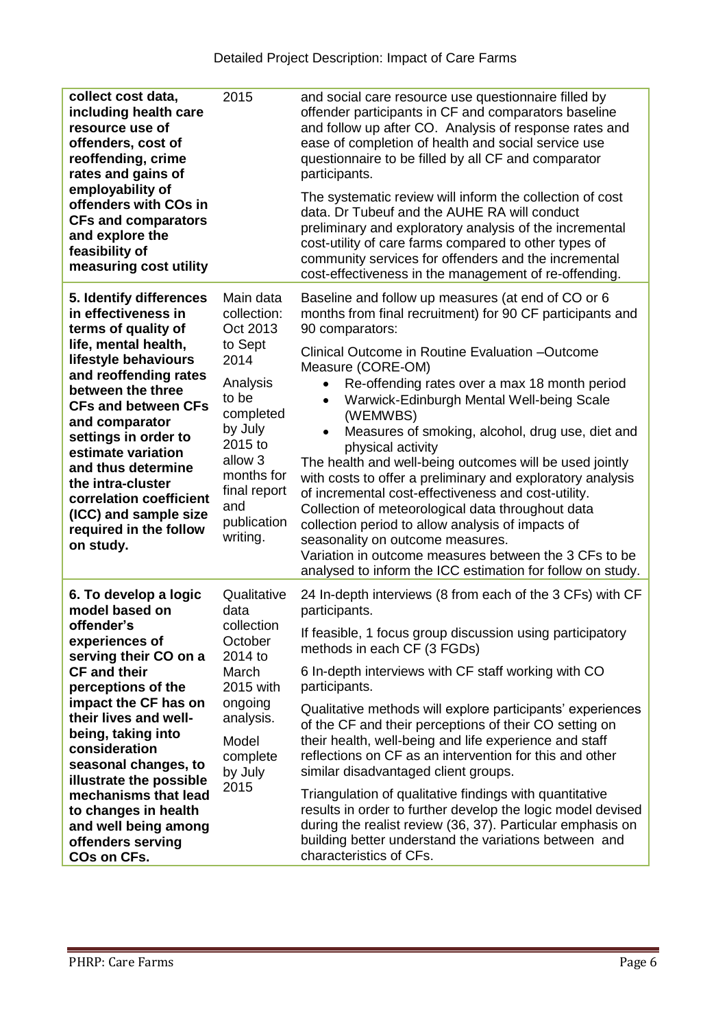| | | |
|---|---|---|
| **collect cost data, including health care resource use of offenders, cost of reoffending, crime rates and gains of employability of offenders with COs in CFs and comparators and explore the feasibility of measuring cost utility** | 2015 | and social care resource use questionnaire filled by offender participants in CF and comparators baseline and follow up after CO. Analysis of response rates and ease of completion of health and social service use questionnaire to be filled by all CF and comparator participants.<br><br>The systematic review will inform the collection of cost data. Dr Tubeuf and the AUHE RA will conduct preliminary and exploratory analysis of the incremental cost-utility of care farms compared to other types of community services for offenders and the incremental cost-effectiveness in the management of re-offending. |
| **5. Identify differences in effectiveness in terms of quality of life, mental health, lifestyle behaviours and reoffending rates between the three CFs and between CFs and comparator settings in order to estimate variation and thus determine the intra-cluster correlation coefficient (ICC) and sample size required in the follow on study.** | Main data collection: Oct 2013 to Sept 2014<br><br>Analysis to be completed by July 2015 to allow 3 months for final report and publication writing. | Baseline and follow up measures (at end of CO or 6 months from final recruitment) for 90 CF participants and 90 comparators:<br><br>Clinical Outcome in Routine Evaluation –Outcome Measure (CORE-OM)<br>• Re-offending rates over a max 18 month period<br>• Warwick-Edinburgh Mental Well-being Scale (WEMWBS)<br>• Measures of smoking, alcohol, drug use, diet and physical activity<br><br>The health and well-being outcomes will be used jointly with costs to offer a preliminary and exploratory analysis of incremental cost-effectiveness and cost-utility.<br>Collection of meteorological data throughout data collection period to allow analysis of impacts of seasonality on outcome measures.<br>Variation in outcome measures between the 3 CFs to be analysed to inform the ICC estimation for follow on study. |
| **6. To develop a logic model based on offender's experiences of serving their CO on a CF and their perceptions of the impact the CF has on their lives and well-being, taking into consideration seasonal changes, to illustrate the possible mechanisms that lead to changes in health and well being among offenders serving COs on CFs.** | Qualitative data collection October 2014 to March 2015 with ongoing analysis.<br><br>Model complete by July 2015 | 24 In-depth interviews (8 from each of the 3 CFs) with CF participants.<br><br>If feasible, 1 focus group discussion using participatory methods in each CF (3 FGDs)<br><br>6 In-depth interviews with CF staff working with CO participants.<br><br>Qualitative methods will explore participants' experiences of the CF and their perceptions of their CO setting on their health, well-being and life experience and staff reflections on CF as an intervention for this and other similar disadvantaged client groups.<br><br>Triangulation of qualitative findings with quantitative results in order to further develop the logic model devised during the realist review (36, 37). Particular emphasis on building better understand the variations between and characteristics of CFs. |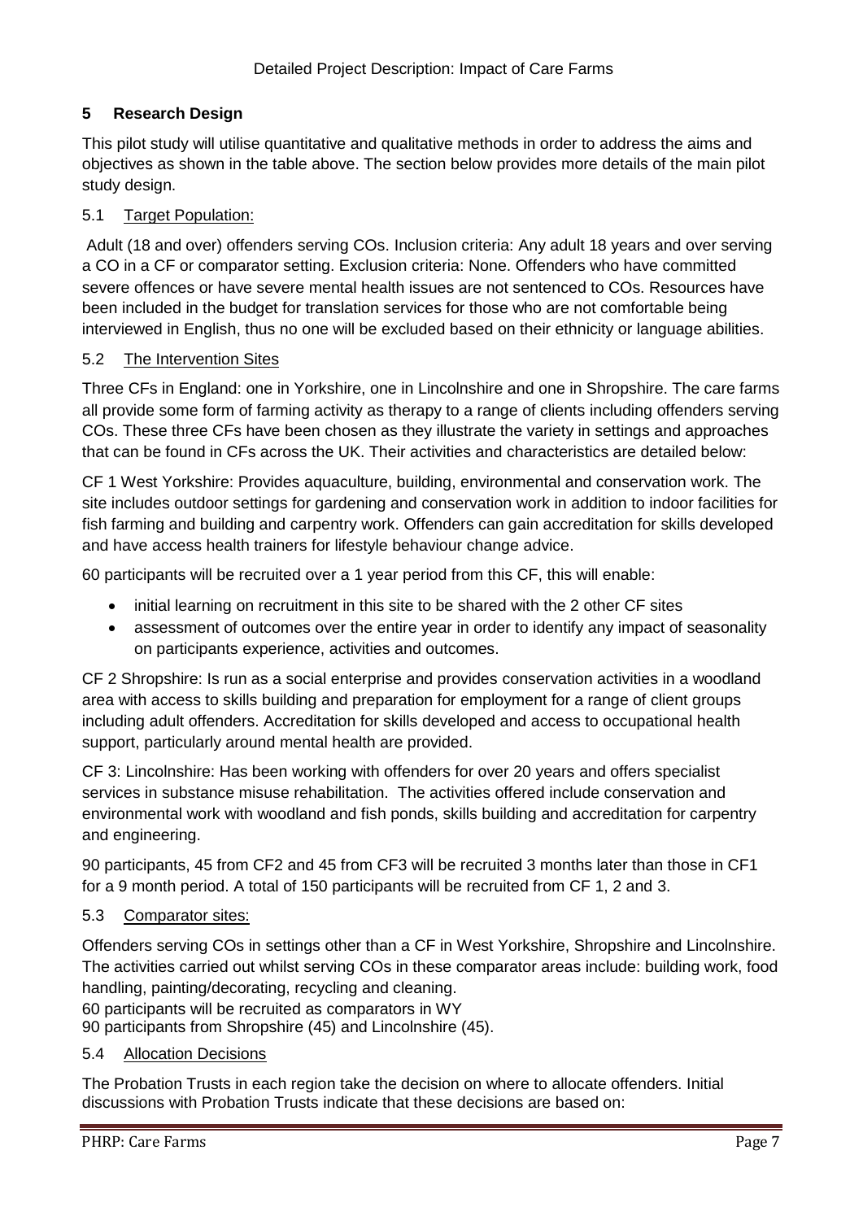## 5 Research Design

This pilot study will utilise quantitative and qualitative methods in order to address the aims and objectives as shown in the table above. The section below provides more details of the main pilot study design.

### 5.1 Target Population:

Adult (18 and over) offenders serving COs. Inclusion criteria: Any adult 18 years and over serving a CO in a CF or comparator setting. Exclusion criteria: None. Offenders who have committed severe offences or have severe mental health issues are not sentenced to COs. Resources have been included in the budget for translation services for those who are not comfortable being interviewed in English, thus no one will be excluded based on their ethnicity or language abilities.

### 5.2 The Intervention Sites

Three CFs in England: one in Yorkshire, one in Lincolnshire and one in Shropshire. The care farms all provide some form of farming activity as therapy to a range of clients including offenders serving COs. These three CFs have been chosen as they illustrate the variety in settings and approaches that can be found in CFs across the UK. Their activities and characteristics are detailed below:

CF 1 West Yorkshire: Provides aquaculture, building, environmental and conservation work. The site includes outdoor settings for gardening and conservation work in addition to indoor facilities for fish farming and building and carpentry work. Offenders can gain accreditation for skills developed and have access health trainers for lifestyle behaviour change advice.

60 participants will be recruited over a 1 year period from this CF, this will enable:

- initial learning on recruitment in this site to be shared with the 2 other CF sites
- assessment of outcomes over the entire year in order to identify any impact of seasonality on participants experience, activities and outcomes.

CF 2 Shropshire: Is run as a social enterprise and provides conservation activities in a woodland area with access to skills building and preparation for employment for a range of client groups including adult offenders. Accreditation for skills developed and access to occupational health support, particularly around mental health are provided.

CF 3: Lincolnshire: Has been working with offenders for over 20 years and offers specialist services in substance misuse rehabilitation. The activities offered include conservation and environmental work with woodland and fish ponds, skills building and accreditation for carpentry and engineering.

90 participants, 45 from CF2 and 45 from CF3 will be recruited 3 months later than those in CF1 for a 9 month period. A total of 150 participants will be recruited from CF 1, 2 and 3.

### 5.3 Comparator sites:

Offenders serving COs in settings other than a CF in West Yorkshire, Shropshire and Lincolnshire. The activities carried out whilst serving COs in these comparator areas include: building work, food handling, painting/decorating, recycling and cleaning.

60 participants will be recruited as comparators in WY
90 participants from Shropshire (45) and Lincolnshire (45).

### 5.4 Allocation Decisions

The Probation Trusts in each region take the decision on where to allocate offenders. Initial discussions with Probation Trusts indicate that these decisions are based on: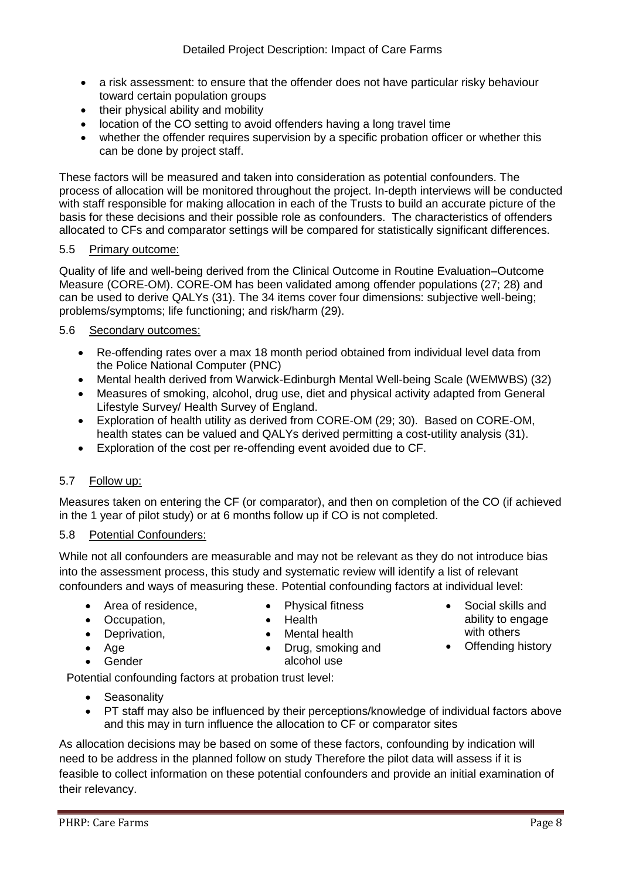- a risk assessment: to ensure that the offender does not have particular risky behaviour toward certain population groups
- their physical ability and mobility
- location of the CO setting to avoid offenders having a long travel time
- whether the offender requires supervision by a specific probation officer or whether this can be done by project staff.

These factors will be measured and taken into consideration as potential confounders. The process of allocation will be monitored throughout the project. In-depth interviews will be conducted with staff responsible for making allocation in each of the Trusts to build an accurate picture of the basis for these decisions and their possible role as confounders. The characteristics of offenders allocated to CFs and comparator settings will be compared for statistically significant differences.

### 5.5 Primary outcome:

Quality of life and well-being derived from the Clinical Outcome in Routine Evaluation–Outcome Measure (CORE-OM). CORE-OM has been validated among offender populations (27; 28) and can be used to derive QALYs (31). The 34 items cover four dimensions: subjective well-being; problems/symptoms; life functioning; and risk/harm (29).

### 5.6 Secondary outcomes:

- Re-offending rates over a max 18 month period obtained from individual level data from the Police National Computer (PNC)
- Mental health derived from Warwick-Edinburgh Mental Well-being Scale (WEMWBS) (32)
- Measures of smoking, alcohol, drug use, diet and physical activity adapted from General Lifestyle Survey/ Health Survey of England.
- Exploration of health utility as derived from CORE-OM (29; 30). Based on CORE-OM, health states can be valued and QALYs derived permitting a cost-utility analysis (31).
- Exploration of the cost per re-offending event avoided due to CF.

### 5.7 Follow up:

Measures taken on entering the CF (or comparator), and then on completion of the CO (if achieved in the 1 year of pilot study) or at 6 months follow up if CO is not completed.

### 5.8 Potential Confounders:

While not all confounders are measurable and may not be relevant as they do not introduce bias into the assessment process, this study and systematic review will identify a list of relevant confounders and ways of measuring these. Potential confounding factors at individual level:

- Area of residence,
- Occupation,
- Deprivation,
- Age
- Gender
- Physical fitness
- Health
- Mental health
- Drug, smoking and alcohol use
- Social skills and ability to engage with others
- Offending history

Potential confounding factors at probation trust level:

- Seasonality
- PT staff may also be influenced by their perceptions/knowledge of individual factors above and this may in turn influence the allocation to CF or comparator sites

As allocation decisions may be based on some of these factors, confounding by indication will need to be address in the planned follow on study Therefore the pilot data will assess if it is feasible to collect information on these potential confounders and provide an initial examination of their relevancy.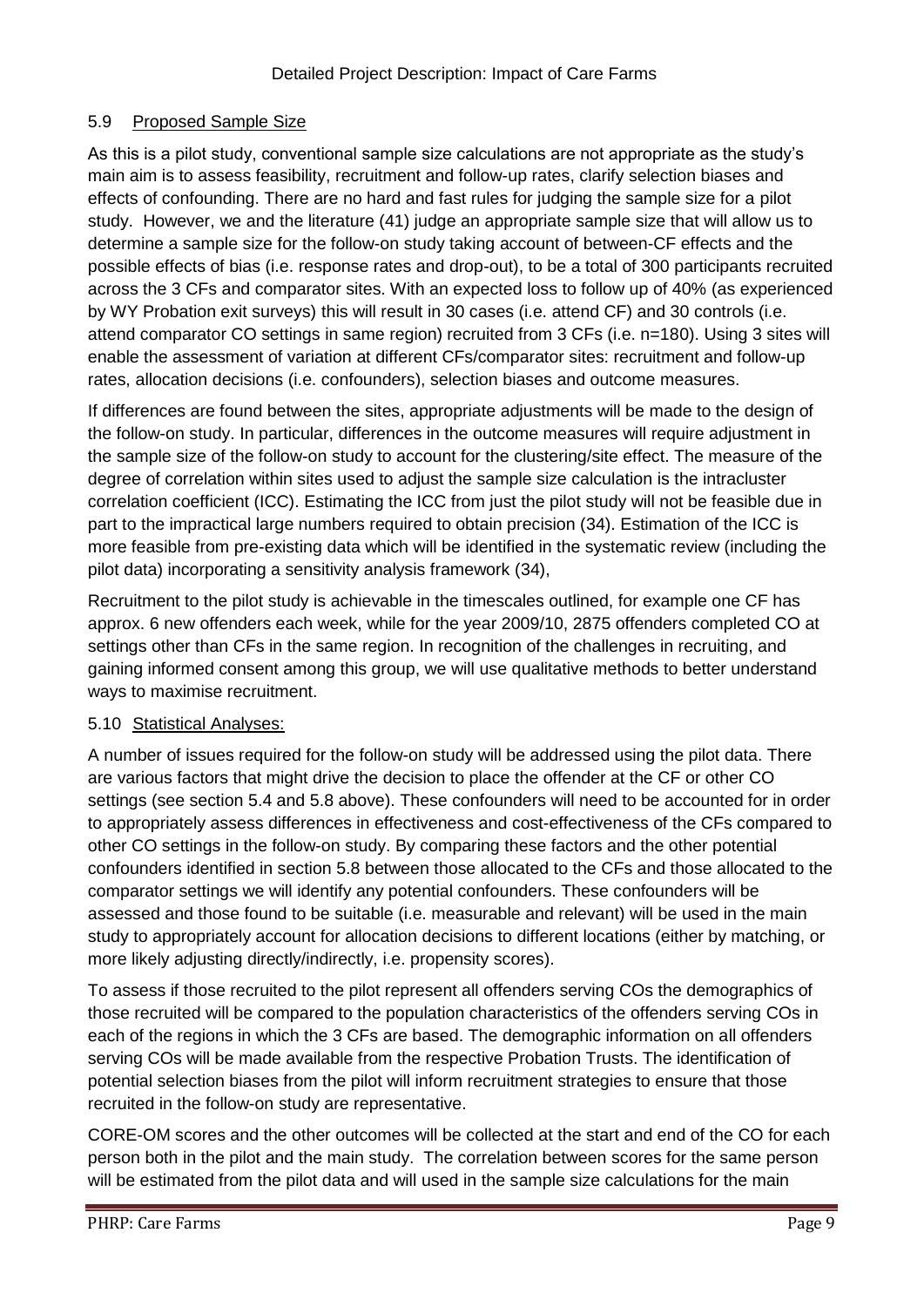### 5.9 Proposed Sample Size

As this is a pilot study, conventional sample size calculations are not appropriate as the study's main aim is to assess feasibility, recruitment and follow-up rates, clarify selection biases and effects of confounding. There are no hard and fast rules for judging the sample size for a pilot study. However, we and the literature (41) judge an appropriate sample size that will allow us to determine a sample size for the follow-on study taking account of between-CF effects and the possible effects of bias (i.e. response rates and drop-out), to be a total of 300 participants recruited across the 3 CFs and comparator sites. With an expected loss to follow up of 40% (as experienced by WY Probation exit surveys) this will result in 30 cases (i.e. attend CF) and 30 controls (i.e. attend comparator CO settings in same region) recruited from 3 CFs (i.e. n=180). Using 3 sites will enable the assessment of variation at different CFs/comparator sites: recruitment and follow-up rates, allocation decisions (i.e. confounders), selection biases and outcome measures.

If differences are found between the sites, appropriate adjustments will be made to the design of the follow-on study. In particular, differences in the outcome measures will require adjustment in the sample size of the follow-on study to account for the clustering/site effect. The measure of the degree of correlation within sites used to adjust the sample size calculation is the intracluster correlation coefficient (ICC). Estimating the ICC from just the pilot study will not be feasible due in part to the impractical large numbers required to obtain precision (34). Estimation of the ICC is more feasible from pre-existing data which will be identified in the systematic review (including the pilot data) incorporating a sensitivity analysis framework (34),

Recruitment to the pilot study is achievable in the timescales outlined, for example one CF has approx. 6 new offenders each week, while for the year 2009/10, 2875 offenders completed CO at settings other than CFs in the same region. In recognition of the challenges in recruiting, and gaining informed consent among this group, we will use qualitative methods to better understand ways to maximise recruitment.

### 5.10 Statistical Analyses:

A number of issues required for the follow-on study will be addressed using the pilot data. There are various factors that might drive the decision to place the offender at the CF or other CO settings (see section 5.4 and 5.8 above). These confounders will need to be accounted for in order to appropriately assess differences in effectiveness and cost-effectiveness of the CFs compared to other CO settings in the follow-on study. By comparing these factors and the other potential confounders identified in section 5.8 between those allocated to the CFs and those allocated to the comparator settings we will identify any potential confounders. These confounders will be assessed and those found to be suitable (i.e. measurable and relevant) will be used in the main study to appropriately account for allocation decisions to different locations (either by matching, or more likely adjusting directly/indirectly, i.e. propensity scores).

To assess if those recruited to the pilot represent all offenders serving COs the demographics of those recruited will be compared to the population characteristics of the offenders serving COs in each of the regions in which the 3 CFs are based. The demographic information on all offenders serving COs will be made available from the respective Probation Trusts. The identification of potential selection biases from the pilot will inform recruitment strategies to ensure that those recruited in the follow-on study are representative.

CORE-OM scores and the other outcomes will be collected at the start and end of the CO for each person both in the pilot and the main study. The correlation between scores for the same person will be estimated from the pilot data and will used in the sample size calculations for the main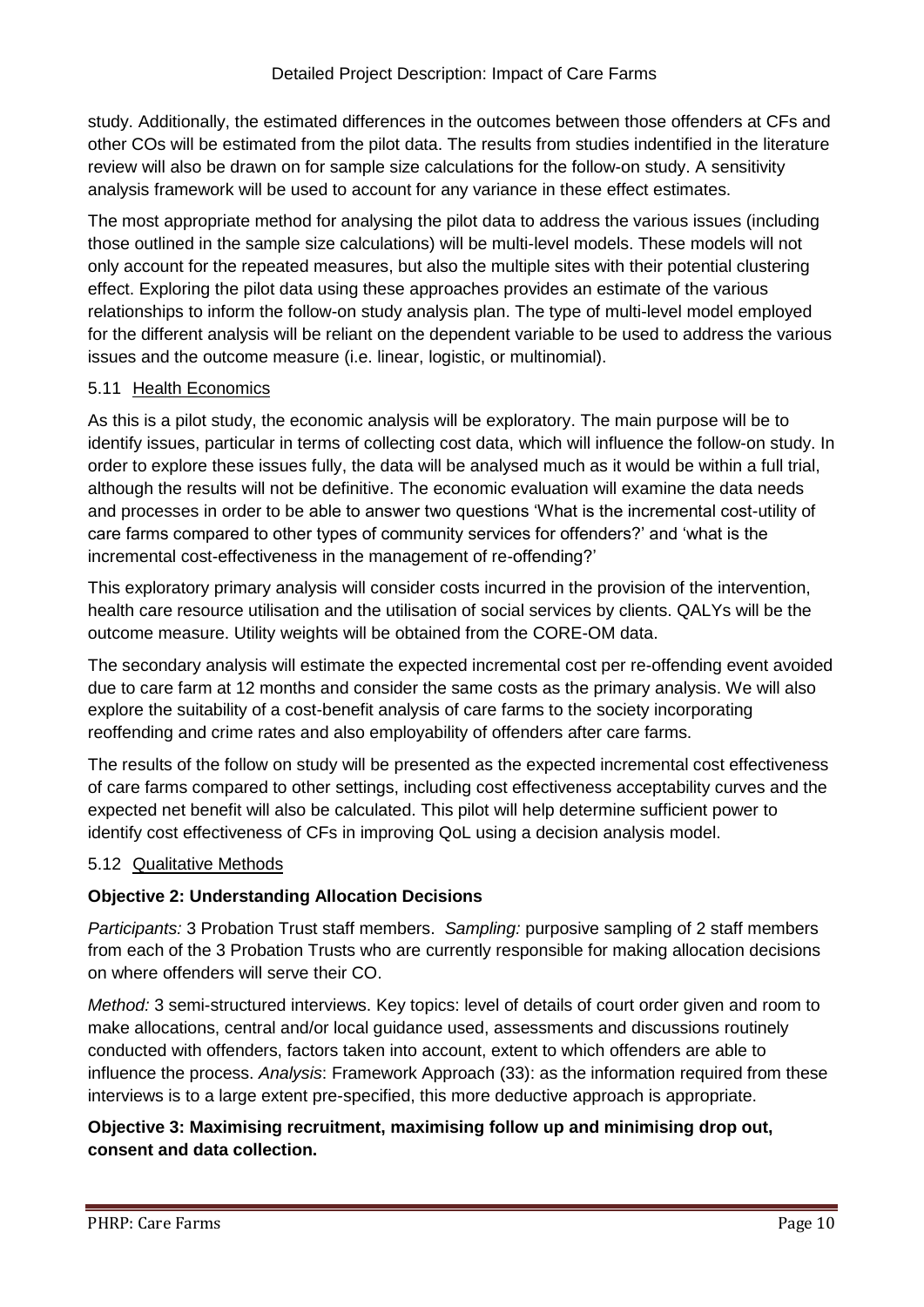study. Additionally, the estimated differences in the outcomes between those offenders at CFs and other COs will be estimated from the pilot data. The results from studies indentified in the literature review will also be drawn on for sample size calculations for the follow-on study. A sensitivity analysis framework will be used to account for any variance in these effect estimates.

The most appropriate method for analysing the pilot data to address the various issues (including those outlined in the sample size calculations) will be multi-level models. These models will not only account for the repeated measures, but also the multiple sites with their potential clustering effect. Exploring the pilot data using these approaches provides an estimate of the various relationships to inform the follow-on study analysis plan. The type of multi-level model employed for the different analysis will be reliant on the dependent variable to be used to address the various issues and the outcome measure (i.e. linear, logistic, or multinomial).

### 5.11 Health Economics

As this is a pilot study, the economic analysis will be exploratory. The main purpose will be to identify issues, particular in terms of collecting cost data, which will influence the follow-on study. In order to explore these issues fully, the data will be analysed much as it would be within a full trial, although the results will not be definitive. The economic evaluation will examine the data needs and processes in order to be able to answer two questions 'What is the incremental cost-utility of care farms compared to other types of community services for offenders?' and 'what is the incremental cost-effectiveness in the management of re-offending?'

This exploratory primary analysis will consider costs incurred in the provision of the intervention, health care resource utilisation and the utilisation of social services by clients. QALYs will be the outcome measure. Utility weights will be obtained from the CORE-OM data.

The secondary analysis will estimate the expected incremental cost per re-offending event avoided due to care farm at 12 months and consider the same costs as the primary analysis. We will also explore the suitability of a cost-benefit analysis of care farms to the society incorporating reoffending and crime rates and also employability of offenders after care farms.

The results of the follow on study will be presented as the expected incremental cost effectiveness of care farms compared to other settings, including cost effectiveness acceptability curves and the expected net benefit will also be calculated. This pilot will help determine sufficient power to identify cost effectiveness of CFs in improving QoL using a decision analysis model.

### 5.12 Qualitative Methods

**Objective 2: Understanding Allocation Decisions**

*Participants:* 3 Probation Trust staff members. *Sampling:* purposive sampling of 2 staff members from each of the 3 Probation Trusts who are currently responsible for making allocation decisions on where offenders will serve their CO.

*Method:* 3 semi-structured interviews. Key topics: level of details of court order given and room to make allocations, central and/or local guidance used, assessments and discussions routinely conducted with offenders, factors taken into account, extent to which offenders are able to influence the process. *Analysis*: Framework Approach (33): as the information required from these interviews is to a large extent pre-specified, this more deductive approach is appropriate.

**Objective 3: Maximising recruitment, maximising follow up and minimising drop out, consent and data collection.**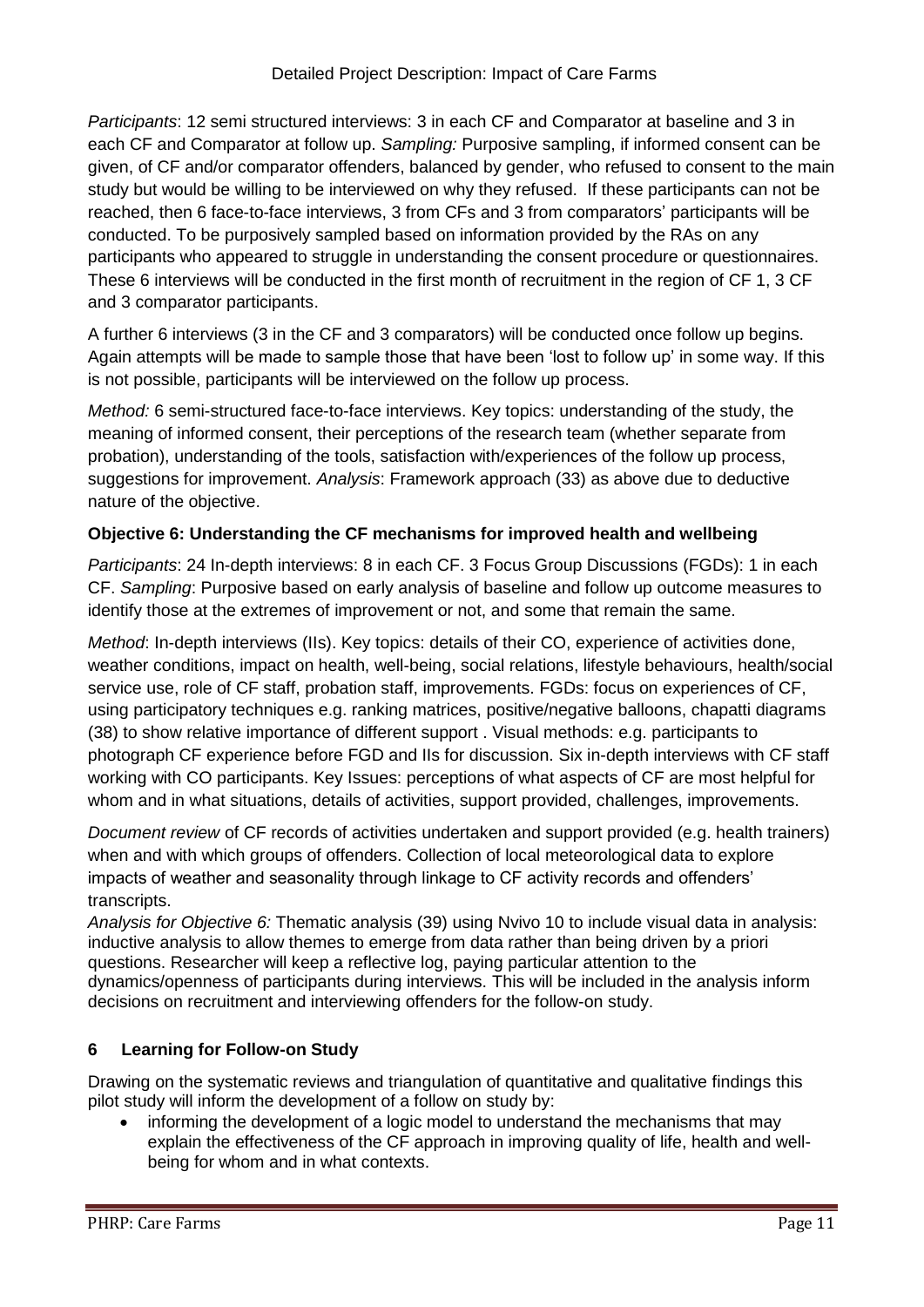*Participants*: 12 semi structured interviews: 3 in each CF and Comparator at baseline and 3 in each CF and Comparator at follow up. *Sampling:* Purposive sampling, if informed consent can be given, of CF and/or comparator offenders, balanced by gender, who refused to consent to the main study but would be willing to be interviewed on why they refused. If these participants can not be reached, then 6 face-to-face interviews, 3 from CFs and 3 from comparators' participants will be conducted. To be purposively sampled based on information provided by the RAs on any participants who appeared to struggle in understanding the consent procedure or questionnaires. These 6 interviews will be conducted in the first month of recruitment in the region of CF 1, 3 CF and 3 comparator participants.

A further 6 interviews (3 in the CF and 3 comparators) will be conducted once follow up begins. Again attempts will be made to sample those that have been 'lost to follow up' in some way. If this is not possible, participants will be interviewed on the follow up process.

*Method:* 6 semi-structured face-to-face interviews. Key topics: understanding of the study, the meaning of informed consent, their perceptions of the research team (whether separate from probation), understanding of the tools, satisfaction with/experiences of the follow up process, suggestions for improvement. *Analysis*: Framework approach (33) as above due to deductive nature of the objective.

**Objective 6: Understanding the CF mechanisms for improved health and wellbeing**

*Participants*: 24 In-depth interviews: 8 in each CF. 3 Focus Group Discussions (FGDs): 1 in each CF. *Sampling*: Purposive based on early analysis of baseline and follow up outcome measures to identify those at the extremes of improvement or not, and some that remain the same.

*Method*: In-depth interviews (IIs). Key topics: details of their CO, experience of activities done, weather conditions, impact on health, well-being, social relations, lifestyle behaviours, health/social service use, role of CF staff, probation staff, improvements. FGDs: focus on experiences of CF, using participatory techniques e.g. ranking matrices, positive/negative balloons, chapatti diagrams (38) to show relative importance of different support . Visual methods: e.g. participants to photograph CF experience before FGD and IIs for discussion. Six in-depth interviews with CF staff working with CO participants. Key Issues: perceptions of what aspects of CF are most helpful for whom and in what situations, details of activities, support provided, challenges, improvements.

*Document review* of CF records of activities undertaken and support provided (e.g. health trainers) when and with which groups of offenders. Collection of local meteorological data to explore impacts of weather and seasonality through linkage to CF activity records and offenders' transcripts.

*Analysis for Objective 6:* Thematic analysis (39) using Nvivo 10 to include visual data in analysis: inductive analysis to allow themes to emerge from data rather than being driven by a priori questions. Researcher will keep a reflective log, paying particular attention to the dynamics/openness of participants during interviews. This will be included in the analysis inform decisions on recruitment and interviewing offenders for the follow-on study.

## 6 Learning for Follow-on Study

Drawing on the systematic reviews and triangulation of quantitative and qualitative findings this pilot study will inform the development of a follow on study by:

- informing the development of a logic model to understand the mechanisms that may explain the effectiveness of the CF approach in improving quality of life, health and well-being for whom and in what contexts.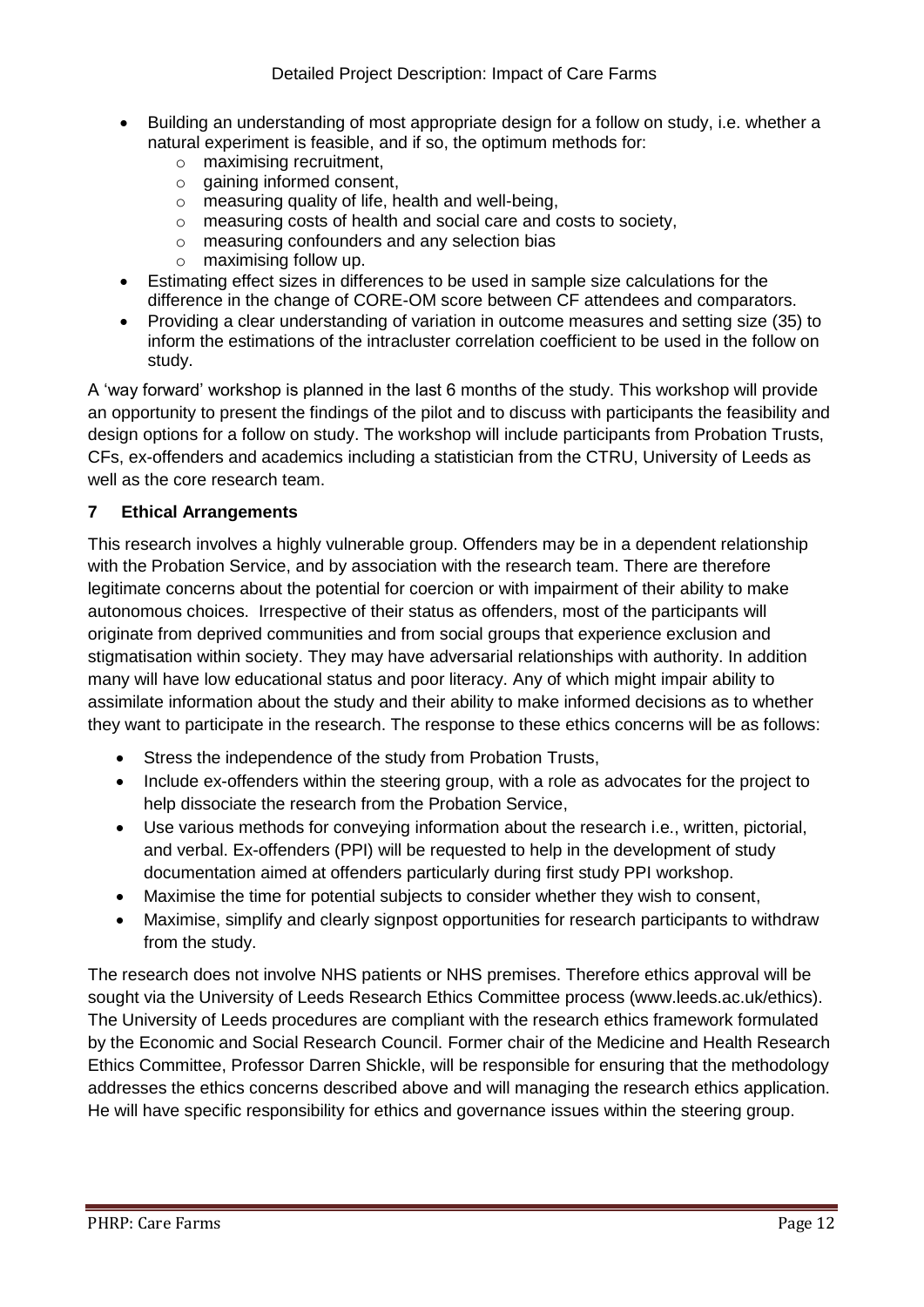- Building an understanding of most appropriate design for a follow on study, i.e. whether a natural experiment is feasible, and if so, the optimum methods for:
  - maximising recruitment,
  - gaining informed consent,
  - measuring quality of life, health and well-being,
  - measuring costs of health and social care and costs to society,
  - measuring confounders and any selection bias
  - maximising follow up.
- Estimating effect sizes in differences to be used in sample size calculations for the difference in the change of CORE-OM score between CF attendees and comparators.
- Providing a clear understanding of variation in outcome measures and setting size (35) to inform the estimations of the intracluster correlation coefficient to be used in the follow on study.

A 'way forward' workshop is planned in the last 6 months of the study. This workshop will provide an opportunity to present the findings of the pilot and to discuss with participants the feasibility and design options for a follow on study. The workshop will include participants from Probation Trusts, CFs, ex-offenders and academics including a statistician from the CTRU, University of Leeds as well as the core research team.

## 7 Ethical Arrangements

This research involves a highly vulnerable group. Offenders may be in a dependent relationship with the Probation Service, and by association with the research team. There are therefore legitimate concerns about the potential for coercion or with impairment of their ability to make autonomous choices. Irrespective of their status as offenders, most of the participants will originate from deprived communities and from social groups that experience exclusion and stigmatisation within society. They may have adversarial relationships with authority. In addition many will have low educational status and poor literacy. Any of which might impair ability to assimilate information about the study and their ability to make informed decisions as to whether they want to participate in the research. The response to these ethics concerns will be as follows:

- Stress the independence of the study from Probation Trusts,
- Include ex-offenders within the steering group, with a role as advocates for the project to help dissociate the research from the Probation Service,
- Use various methods for conveying information about the research i.e., written, pictorial, and verbal. Ex-offenders (PPI) will be requested to help in the development of study documentation aimed at offenders particularly during first study PPI workshop.
- Maximise the time for potential subjects to consider whether they wish to consent,
- Maximise, simplify and clearly signpost opportunities for research participants to withdraw from the study.

The research does not involve NHS patients or NHS premises. Therefore ethics approval will be sought via the University of Leeds Research Ethics Committee process (www.leeds.ac.uk/ethics). The University of Leeds procedures are compliant with the research ethics framework formulated by the Economic and Social Research Council. Former chair of the Medicine and Health Research Ethics Committee, Professor Darren Shickle, will be responsible for ensuring that the methodology addresses the ethics concerns described above and will managing the research ethics application. He will have specific responsibility for ethics and governance issues within the steering group.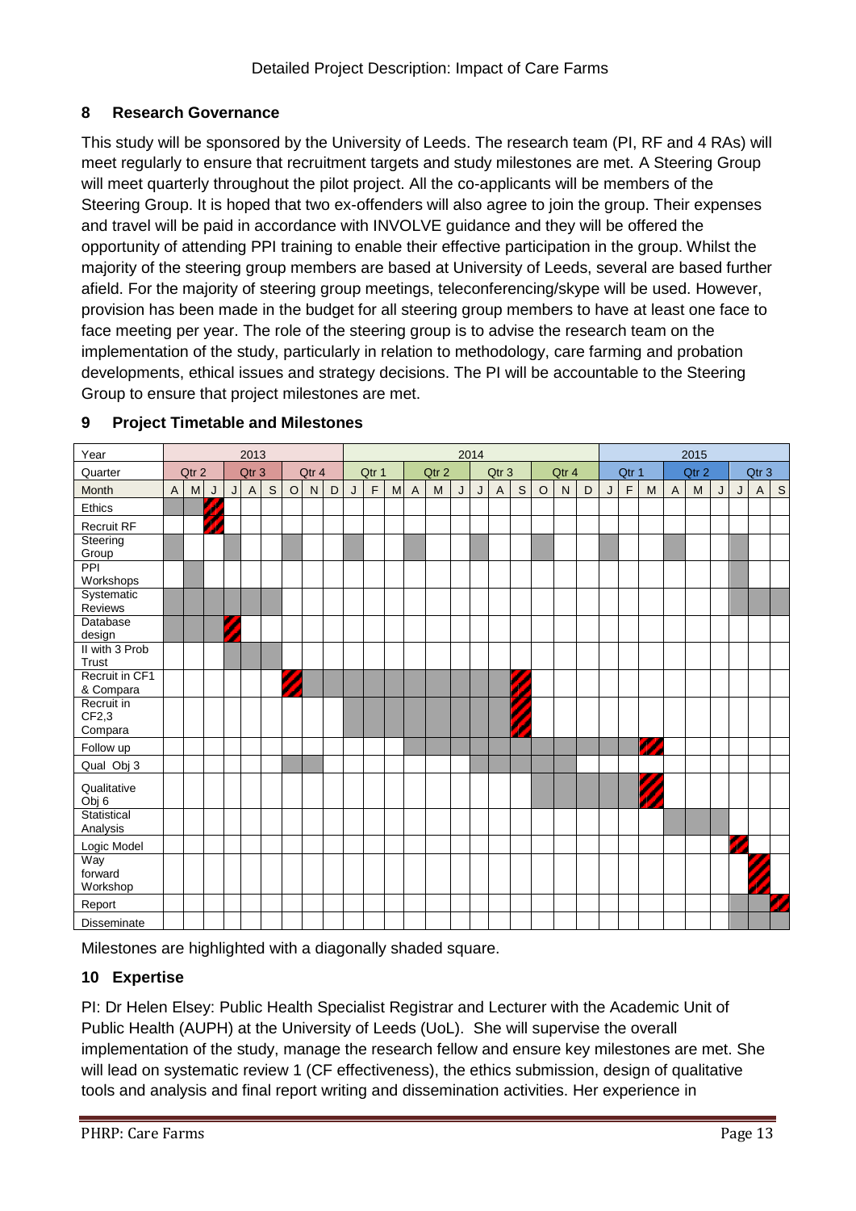## 8 Research Governance

This study will be sponsored by the University of Leeds. The research team (PI, RF and 4 RAs) will meet regularly to ensure that recruitment targets and study milestones are met. A Steering Group will meet quarterly throughout the pilot project. All the co-applicants will be members of the Steering Group. It is hoped that two ex-offenders will also agree to join the group. Their expenses and travel will be paid in accordance with INVOLVE guidance and they will be offered the opportunity of attending PPI training to enable their effective participation in the group. Whilst the majority of the steering group members are based at University of Leeds, several are based further afield. For the majority of steering group meetings, teleconferencing/skype will be used. However, provision has been made in the budget for all steering group members to have at least one face to face meeting per year. The role of the steering group is to advise the research team on the implementation of the study, particularly in relation to methodology, care farming and probation developments, ethical issues and strategy decisions. The PI will be accountable to the Steering Group to ensure that project milestones are met.

## 9 Project Timetable and Milestones

| Year | 2013 | | | | | | | | | 2014 | | | | | | | | | | | | 2015 | | | | | | | | |
|---|---|---|---|---|---|---|---|---|---|---|---|---|---|---|---|---|---|---|---|---|---|---|---|---|---|---|---|---|---|---|
| Quarter | Qtr 2 | | | Qtr 3 | | | Qtr 4 | | | Qtr 1 | | | Qtr 2 | | | Qtr 3 | | | Qtr 4 | | | Qtr 1 | | | Qtr 2 | | | Qtr 3 | | |
| Month | A | M | J | J | A | S | O | N | D | J | F | M | A | M | J | J | A | S | O | N | D | J | F | M | A | M | J | J | A | S |
| Ethics | ■ | ■ | ▨ | | | | | | | | | | | | | | | | | | | | | | | | | | | |
| Recruit RF | | | ▨ | | | | | | | | | | | | | | | | | | | | | | | | | | | |
| Steering Group | ■ | | | ■ | | | ■ | | | ■ | | | ■ | | | ■ | | | ■ | | | ■ | | | ■ | | | ■ | | |
| PPI Workshops | | ■ | | | | | | | | | | | | | | | | | | | | | | | | | | ■ | | |
| Systematic Reviews | ■ | ■ | ■ | ■ | ■ | ■ | | | | | | | | | | | | | | | | | | | | | | ■ | ■ | ■ |
| Database design | ■ | ■ | | ▨ | | | | | | | | | | | | | | | | | | | | | | | | | | |
| II with 3 Prob Trust | | | | ■ | ■ | ■ | | | | | | | | | | | | | | | | | | | | | | | | |
| Recruit in CF1 & Compara | | | | | | | ▨ | ■ | ■ | ■ | ■ | ■ | ■ | ■ | ■ | ■ | ■ | ▨ | | | | | | | | | | | | |
| Recruit in CF2,3 Compara | | | | | | | | | | ■ | ■ | ■ | ■ | ■ | ■ | ■ | ■ | ▨ | | | | | | | | | | | | |
| Follow up | | | | | | | | | | | | | ■ | ■ | ■ | ■ | ■ | ■ | ■ | ■ | ■ | ■ | ■ | ▨ | | | | | | |
| Qual Obj 3 | | | | | | | ■ | ■ | | | | | | | | ■ | ■ | ■ | ■ | ■ | | | | | | | | | | |
| Qualitative Obj 6 | | | | | | | | | | | | | | | | | | | ■ | ■ | ■ | ■ | ■ | ▨ | | | | | | |
| Statistical Analysis | | | | | | | | | | | | | | | | | | | | | | | | | ■ | ■ | | | | |
| Logic Model | | | | | | | | | | | | | | | | | | | | | | | | | | | | ▨ | | |
| Way forward Workshop | | | | | | | | | | | | | | | | | | | | | | | | | | | | | ▨ | |
| Report | | | | | | | | | | | | | | | | | | | | | | | | | | | | ■ | ■ | ▨ |
| Disseminate | | | | | | | | | | | | | | | | | | | | | | | | | | | | ■ | ■ | ■ |

Milestones are highlighted with a diagonally shaded square.

## 10 Expertise

PI: Dr Helen Elsey: Public Health Specialist Registrar and Lecturer with the Academic Unit of Public Health (AUPH) at the University of Leeds (UoL). She will supervise the overall implementation of the study, manage the research fellow and ensure key milestones are met. She will lead on systematic review 1 (CF effectiveness), the ethics submission, design of qualitative tools and analysis and final report writing and dissemination activities. Her experience in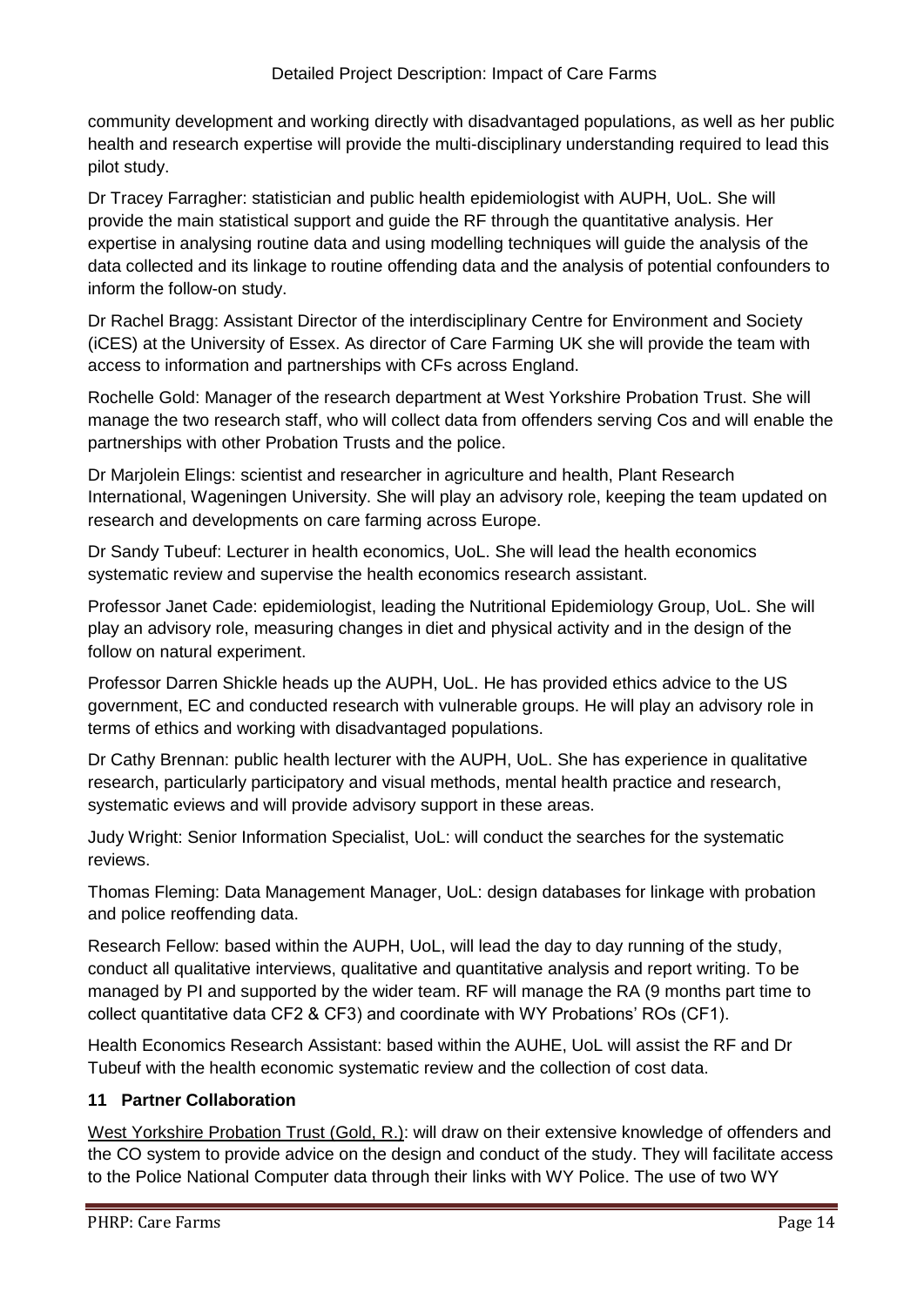community development and working directly with disadvantaged populations, as well as her public health and research expertise will provide the multi-disciplinary understanding required to lead this pilot study.

Dr Tracey Farragher: statistician and public health epidemiologist with AUPH, UoL. She will provide the main statistical support and guide the RF through the quantitative analysis. Her expertise in analysing routine data and using modelling techniques will guide the analysis of the data collected and its linkage to routine offending data and the analysis of potential confounders to inform the follow-on study.

Dr Rachel Bragg: Assistant Director of the interdisciplinary Centre for Environment and Society (iCES) at the University of Essex. As director of Care Farming UK she will provide the team with access to information and partnerships with CFs across England.

Rochelle Gold: Manager of the research department at West Yorkshire Probation Trust. She will manage the two research staff, who will collect data from offenders serving Cos and will enable the partnerships with other Probation Trusts and the police.

Dr Marjolein Elings: scientist and researcher in agriculture and health, Plant Research International, Wageningen University. She will play an advisory role, keeping the team updated on research and developments on care farming across Europe.

Dr Sandy Tubeuf: Lecturer in health economics, UoL. She will lead the health economics systematic review and supervise the health economics research assistant.

Professor Janet Cade: epidemiologist, leading the Nutritional Epidemiology Group, UoL. She will play an advisory role, measuring changes in diet and physical activity and in the design of the follow on natural experiment.

Professor Darren Shickle heads up the AUPH, UoL. He has provided ethics advice to the US government, EC and conducted research with vulnerable groups. He will play an advisory role in terms of ethics and working with disadvantaged populations.

Dr Cathy Brennan: public health lecturer with the AUPH, UoL. She has experience in qualitative research, particularly participatory and visual methods, mental health practice and research, systematic eviews and will provide advisory support in these areas.

Judy Wright: Senior Information Specialist, UoL: will conduct the searches for the systematic reviews.

Thomas Fleming: Data Management Manager, UoL: design databases for linkage with probation and police reoffending data.

Research Fellow: based within the AUPH, UoL, will lead the day to day running of the study, conduct all qualitative interviews, qualitative and quantitative analysis and report writing. To be managed by PI and supported by the wider team. RF will manage the RA (9 months part time to collect quantitative data CF2 & CF3) and coordinate with WY Probations' ROs (CF1).

Health Economics Research Assistant: based within the AUHE, UoL will assist the RF and Dr Tubeuf with the health economic systematic review and the collection of cost data.

## 11 Partner Collaboration

West Yorkshire Probation Trust (Gold, R.): will draw on their extensive knowledge of offenders and the CO system to provide advice on the design and conduct of the study. They will facilitate access to the Police National Computer data through their links with WY Police. The use of two WY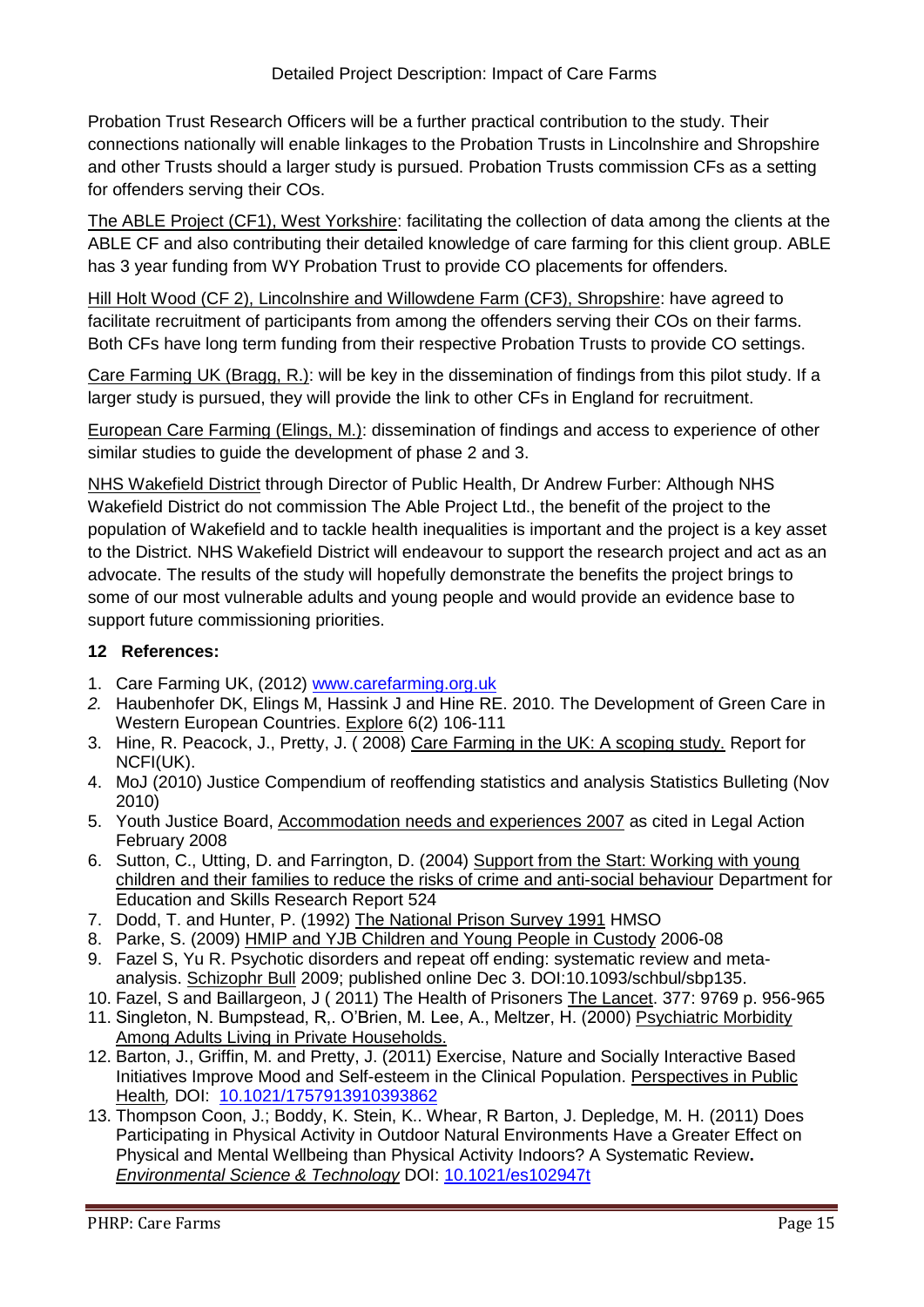Probation Trust Research Officers will be a further practical contribution to the study. Their connections nationally will enable linkages to the Probation Trusts in Lincolnshire and Shropshire and other Trusts should a larger study is pursued. Probation Trusts commission CFs as a setting for offenders serving their COs.

The ABLE Project (CF1), West Yorkshire: facilitating the collection of data among the clients at the ABLE CF and also contributing their detailed knowledge of care farming for this client group. ABLE has 3 year funding from WY Probation Trust to provide CO placements for offenders.

Hill Holt Wood (CF 2), Lincolnshire and Willowdene Farm (CF3), Shropshire: have agreed to facilitate recruitment of participants from among the offenders serving their COs on their farms. Both CFs have long term funding from their respective Probation Trusts to provide CO settings.

Care Farming UK (Bragg, R.): will be key in the dissemination of findings from this pilot study. If a larger study is pursued, they will provide the link to other CFs in England for recruitment.

European Care Farming (Elings, M.): dissemination of findings and access to experience of other similar studies to guide the development of phase 2 and 3.

NHS Wakefield District through Director of Public Health, Dr Andrew Furber: Although NHS Wakefield District do not commission The Able Project Ltd., the benefit of the project to the population of Wakefield and to tackle health inequalities is important and the project is a key asset to the District. NHS Wakefield District will endeavour to support the research project and act as an advocate. The results of the study will hopefully demonstrate the benefits the project brings to some of our most vulnerable adults and young people and would provide an evidence base to support future commissioning priorities.

## 12 References:

1. Care Farming UK, (2012) www.carefarming.org.uk
2. Haubenhofer DK, Elings M, Hassink J and Hine RE. 2010. The Development of Green Care in Western European Countries. Explore 6(2) 106-111
3. Hine, R. Peacock, J., Pretty, J. ( 2008) Care Farming in the UK: A scoping study. Report for NCFI(UK).
4. MoJ (2010) Justice Compendium of reoffending statistics and analysis Statistics Bulleting (Nov 2010)
5. Youth Justice Board, Accommodation needs and experiences 2007 as cited in Legal Action February 2008
6. Sutton, C., Utting, D. and Farrington, D. (2004) Support from the Start: Working with young children and their families to reduce the risks of crime and anti-social behaviour Department for Education and Skills Research Report 524
7. Dodd, T. and Hunter, P. (1992) The National Prison Survey 1991 HMSO
8. Parke, S. (2009) HMIP and YJB Children and Young People in Custody 2006-08
9. Fazel S, Yu R. Psychotic disorders and repeat off ending: systematic review and meta-analysis. Schizophr Bull 2009; published online Dec 3. DOI:10.1093/schbul/sbp135.
10. Fazel, S and Baillargeon, J ( 2011) The Health of Prisoners The Lancet. 377: 9769 p. 956-965
11. Singleton, N. Bumpstead, R,. O'Brien, M. Lee, A., Meltzer, H. (2000) Psychiatric Morbidity Among Adults Living in Private Households.
12. Barton, J., Griffin, M. and Pretty, J. (2011) Exercise, Nature and Socially Interactive Based Initiatives Improve Mood and Self-esteem in the Clinical Population. Perspectives in Public Health, DOI: 10.1021/1757913910393862
13. Thompson Coon, J.; Boddy, K. Stein, K.. Whear, R Barton, J. Depledge, M. H. (2011) Does Participating in Physical Activity in Outdoor Natural Environments Have a Greater Effect on Physical and Mental Wellbeing than Physical Activity Indoors? A Systematic Review. *Environmental Science & Technology* DOI: 10.1021/es102947t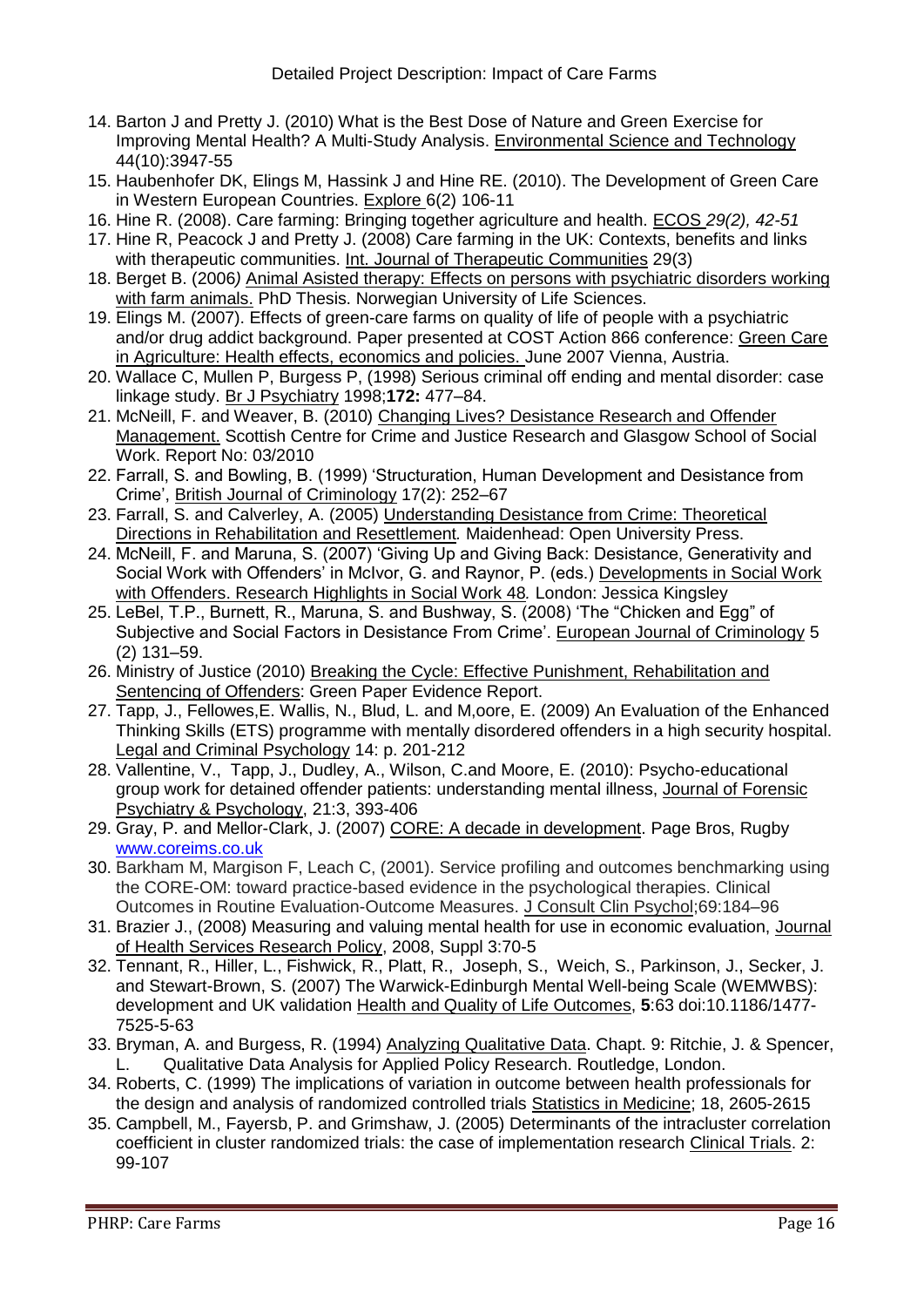14. Barton J and Pretty J. (2010) What is the Best Dose of Nature and Green Exercise for Improving Mental Health? A Multi-Study Analysis. Environmental Science and Technology 44(10):3947-55
15. Haubenhofer DK, Elings M, Hassink J and Hine RE. (2010). The Development of Green Care in Western European Countries. Explore 6(2) 106-11
16. Hine R. (2008). Care farming: Bringing together agriculture and health. ECOS *29(2), 42-51*
17. Hine R, Peacock J and Pretty J. (2008) Care farming in the UK: Contexts, benefits and links with therapeutic communities. Int. Journal of Therapeutic Communities 29(3)
18. Berget B. (2006*)* Animal Asisted therapy: Effects on persons with psychiatric disorders working with farm animals. PhD Thesis. Norwegian University of Life Sciences.
19. Elings M. (2007). Effects of green-care farms on quality of life of people with a psychiatric and/or drug addict background. Paper presented at COST Action 866 conference: Green Care in Agriculture: Health effects, economics and policies. June 2007 Vienna, Austria.
20. Wallace C, Mullen P, Burgess P, (1998) Serious criminal off ending and mental disorder: case linkage study. Br J Psychiatry 1998;**172:** 477–84.
21. McNeill, F. and Weaver, B. (2010) Changing Lives? Desistance Research and Offender Management. Scottish Centre for Crime and Justice Research and Glasgow School of Social Work. Report No: 03/2010
22. Farrall, S. and Bowling, B. (1999) 'Structuration, Human Development and Desistance from Crime', British Journal of Criminology 17(2): 252–67
23. Farrall, S. and Calverley, A. (2005) Understanding Desistance from Crime: Theoretical Directions in Rehabilitation and Resettlement*.* Maidenhead: Open University Press.
24. McNeill, F. and Maruna, S. (2007) 'Giving Up and Giving Back: Desistance, Generativity and Social Work with Offenders' in McIvor, G. and Raynor, P. (eds.) Developments in Social Work with Offenders. Research Highlights in Social Work 48*.* London: Jessica Kingsley
25. LeBel, T.P., Burnett, R., Maruna, S. and Bushway, S. (2008) 'The "Chicken and Egg" of Subjective and Social Factors in Desistance From Crime'. European Journal of Criminology 5 (2) 131–59.
26. Ministry of Justice (2010) Breaking the Cycle: Effective Punishment, Rehabilitation and Sentencing of Offenders: Green Paper Evidence Report.
27. Tapp, J., Fellowes,E. Wallis, N., Blud, L. and M,oore, E. (2009) An Evaluation of the Enhanced Thinking Skills (ETS) programme with mentally disordered offenders in a high security hospital. Legal and Criminal Psychology 14: p. 201-212
28. Vallentine, V., Tapp, J., Dudley, A., Wilson, C.and Moore, E. (2010): Psycho-educational group work for detained offender patients: understanding mental illness, Journal of Forensic Psychiatry & Psychology, 21:3, 393-406
29. Gray, P. and Mellor-Clark, J. (2007) CORE: A decade in development. Page Bros, Rugby www.coreims.co.uk
30. Barkham M, Margison F, Leach C, (2001). Service profiling and outcomes benchmarking using the CORE-OM: toward practice-based evidence in the psychological therapies. Clinical Outcomes in Routine Evaluation-Outcome Measures. J Consult Clin Psychol;69:184–96
31. Brazier J., (2008) Measuring and valuing mental health for use in economic evaluation, Journal of Health Services Research Policy, 2008, Suppl 3:70-5
32. Tennant, R., Hiller, L., Fishwick, R., Platt, R., Joseph, S., Weich, S., Parkinson, J., Secker, J. and Stewart-Brown, S. (2007) The Warwick-Edinburgh Mental Well-being Scale (WEMWBS): development and UK validation Health and Quality of Life Outcomes, **5**:63 doi:10.1186/1477-7525-5-63
33. Bryman, A. and Burgess, R. (1994) Analyzing Qualitative Data. Chapt. 9: Ritchie, J. & Spencer, L. Qualitative Data Analysis for Applied Policy Research. Routledge, London.
34. Roberts, C. (1999) The implications of variation in outcome between health professionals for the design and analysis of randomized controlled trials Statistics in Medicine; 18, 2605-2615
35. Campbell, M., Fayersb, P. and Grimshaw, J. (2005) Determinants of the intracluster correlation coefficient in cluster randomized trials: the case of implementation research Clinical Trials. 2: 99-107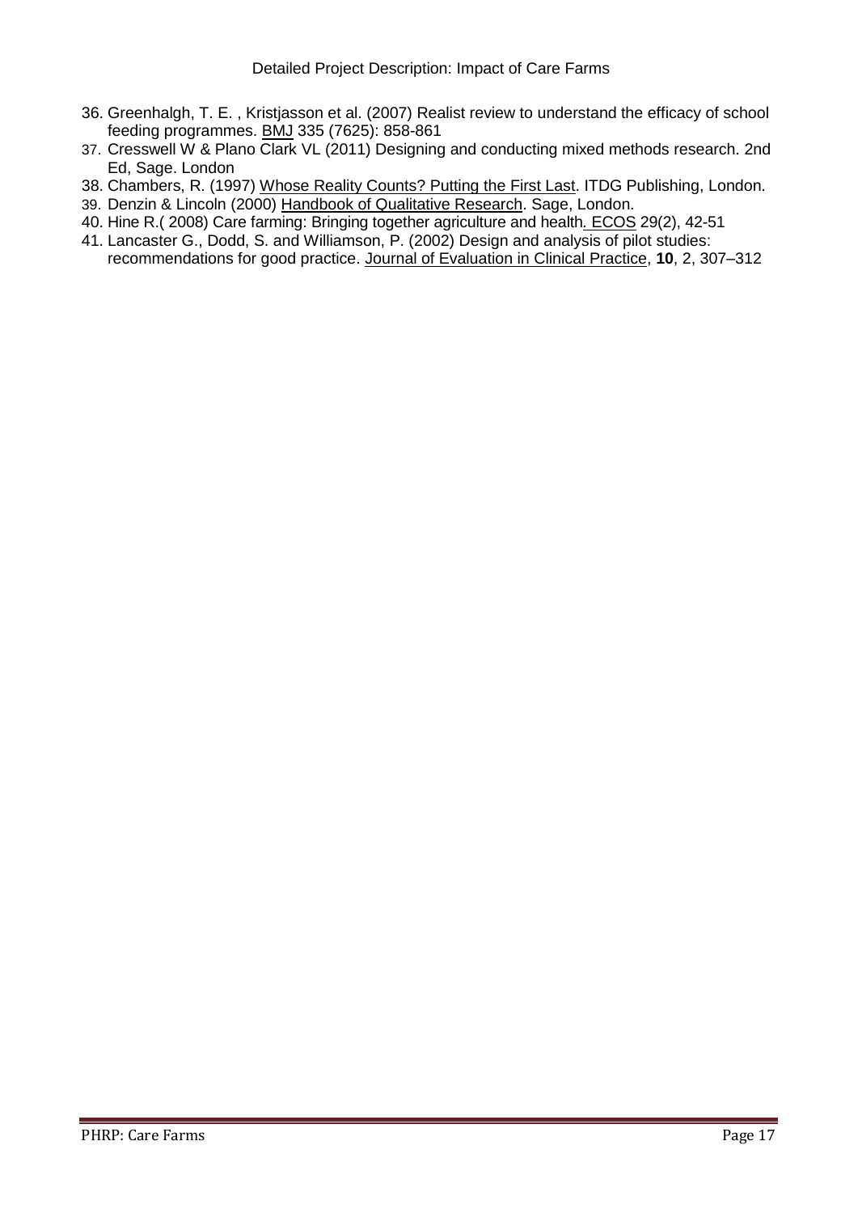36. Greenhalgh, T. E. , Kristjasson et al. (2007) Realist review to understand the efficacy of school feeding programmes. BMJ 335 (7625): 858-861
37. Cresswell W & Plano Clark VL (2011) Designing and conducting mixed methods research. 2nd Ed, Sage. London
38. Chambers, R. (1997) Whose Reality Counts? Putting the First Last. ITDG Publishing, London.
39. Denzin & Lincoln (2000) Handbook of Qualitative Research. Sage, London.
40. Hine R.( 2008) Care farming: Bringing together agriculture and health. ECOS 29(2), 42-51
41. Lancaster G., Dodd, S. and Williamson, P. (2002) Design and analysis of pilot studies: recommendations for good practice. Journal of Evaluation in Clinical Practice, **10**, 2, 307–312